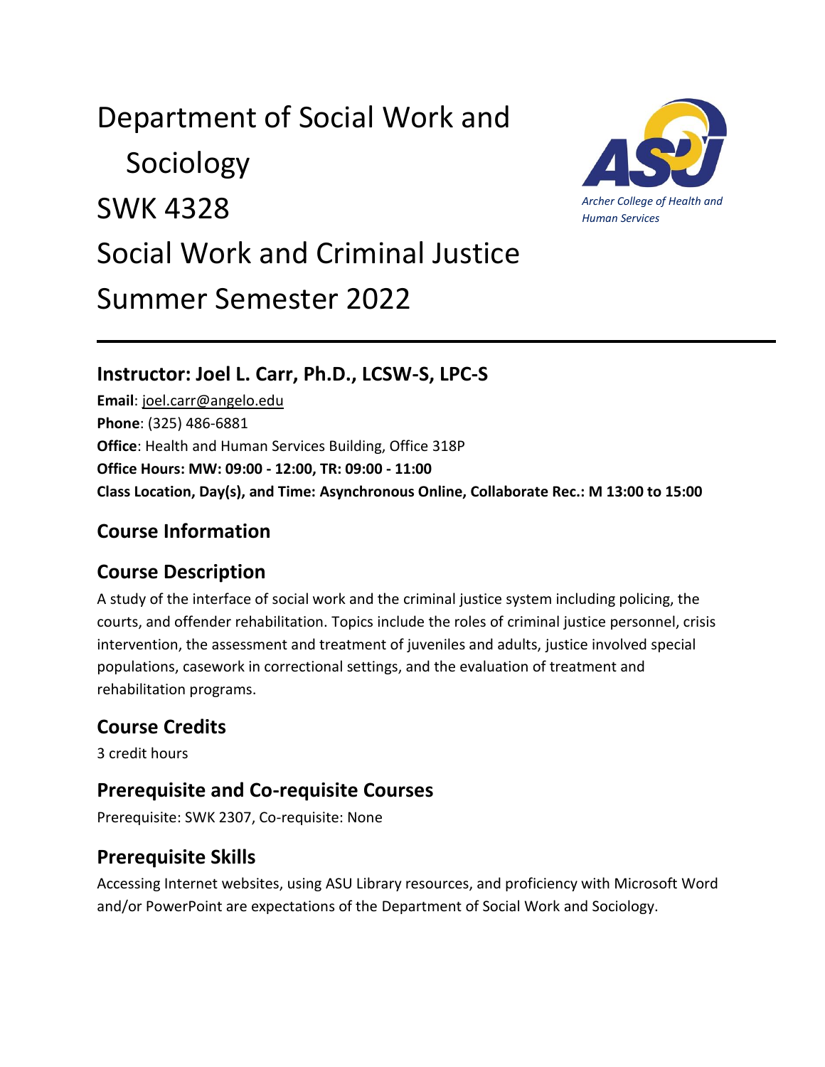# Department of Social Work and Sociology
# SWK 4328
# Social Work and Criminal Justice
# Summer Semester 2022

*Archer College of Health and Human Services*

## Instructor: Joel L. Carr, Ph.D., LCSW-S, LPC-S

**Email**: joel.carr@angelo.edu
**Phone**: (325) 486-6881
**Office**: Health and Human Services Building, Office 318P
**Office Hours: MW: 09:00 - 12:00, TR: 09:00 - 11:00**
**Class Location, Day(s), and Time: Asynchronous Online, Collaborate Rec.: M 13:00 to 15:00**

## Course Information

## Course Description

A study of the interface of social work and the criminal justice system including policing, the courts, and offender rehabilitation. Topics include the roles of criminal justice personnel, crisis intervention, the assessment and treatment of juveniles and adults, justice involved special populations, casework in correctional settings, and the evaluation of treatment and rehabilitation programs.

## Course Credits

3 credit hours

## Prerequisite and Co-requisite Courses

Prerequisite: SWK 2307, Co-requisite: None

## Prerequisite Skills

Accessing Internet websites, using ASU Library resources, and proficiency with Microsoft Word and/or PowerPoint are expectations of the Department of Social Work and Sociology.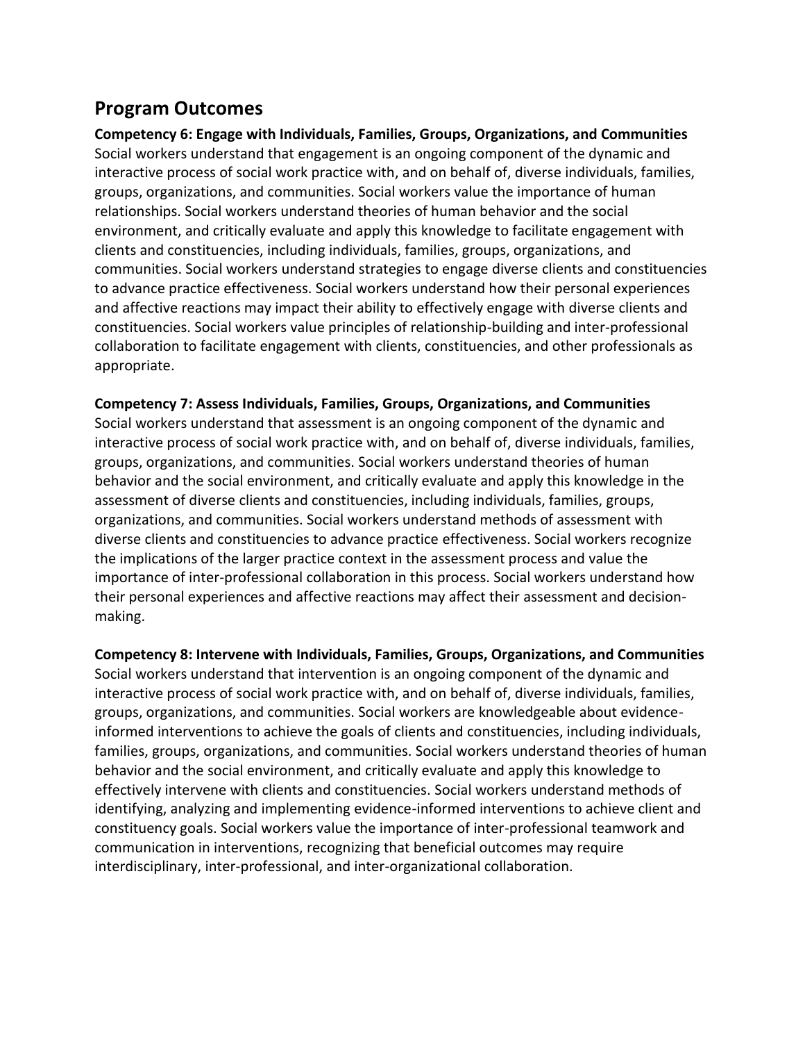## Program Outcomes

**Competency 6: Engage with Individuals, Families, Groups, Organizations, and Communities**
Social workers understand that engagement is an ongoing component of the dynamic and interactive process of social work practice with, and on behalf of, diverse individuals, families, groups, organizations, and communities. Social workers value the importance of human relationships. Social workers understand theories of human behavior and the social environment, and critically evaluate and apply this knowledge to facilitate engagement with clients and constituencies, including individuals, families, groups, organizations, and communities. Social workers understand strategies to engage diverse clients and constituencies to advance practice effectiveness. Social workers understand how their personal experiences and affective reactions may impact their ability to effectively engage with diverse clients and constituencies. Social workers value principles of relationship-building and inter-professional collaboration to facilitate engagement with clients, constituencies, and other professionals as appropriate.

**Competency 7: Assess Individuals, Families, Groups, Organizations, and Communities**
Social workers understand that assessment is an ongoing component of the dynamic and interactive process of social work practice with, and on behalf of, diverse individuals, families, groups, organizations, and communities. Social workers understand theories of human behavior and the social environment, and critically evaluate and apply this knowledge in the assessment of diverse clients and constituencies, including individuals, families, groups, organizations, and communities. Social workers understand methods of assessment with diverse clients and constituencies to advance practice effectiveness. Social workers recognize the implications of the larger practice context in the assessment process and value the importance of inter-professional collaboration in this process. Social workers understand how their personal experiences and affective reactions may affect their assessment and decision-making.

**Competency 8: Intervene with Individuals, Families, Groups, Organizations, and Communities**
Social workers understand that intervention is an ongoing component of the dynamic and interactive process of social work practice with, and on behalf of, diverse individuals, families, groups, organizations, and communities. Social workers are knowledgeable about evidence-informed interventions to achieve the goals of clients and constituencies, including individuals, families, groups, organizations, and communities. Social workers understand theories of human behavior and the social environment, and critically evaluate and apply this knowledge to effectively intervene with clients and constituencies. Social workers understand methods of identifying, analyzing and implementing evidence-informed interventions to achieve client and constituency goals. Social workers value the importance of inter-professional teamwork and communication in interventions, recognizing that beneficial outcomes may require interdisciplinary, inter-professional, and inter-organizational collaboration.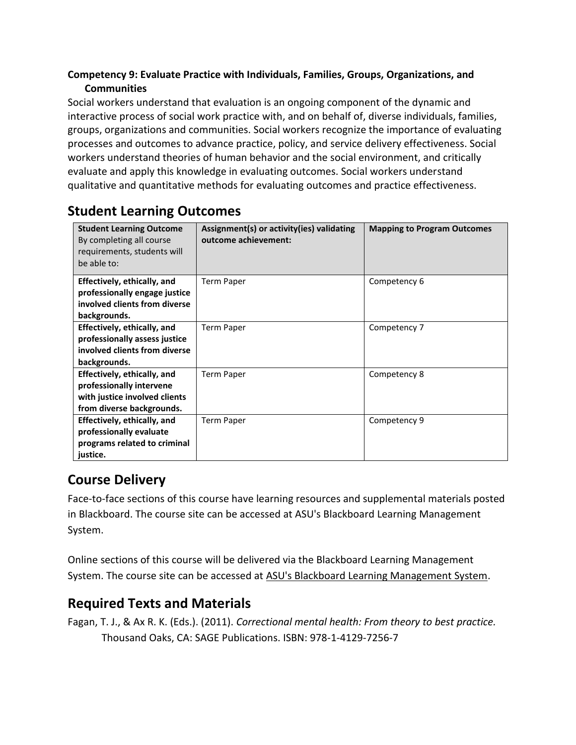**Competency 9: Evaluate Practice with Individuals, Families, Groups, Organizations, and Communities**

Social workers understand that evaluation is an ongoing component of the dynamic and interactive process of social work practice with, and on behalf of, diverse individuals, families, groups, organizations and communities. Social workers recognize the importance of evaluating processes and outcomes to advance practice, policy, and service delivery effectiveness. Social workers understand theories of human behavior and the social environment, and critically evaluate and apply this knowledge in evaluating outcomes. Social workers understand qualitative and quantitative methods for evaluating outcomes and practice effectiveness.

## Student Learning Outcomes

| **Student Learning Outcome** By completing all course requirements, students will be able to: | **Assignment(s) or activity(ies) validating outcome achievement:** | **Mapping to Program Outcomes** |
|---|---|---|
| **Effectively, ethically, and professionally engage justice involved clients from diverse backgrounds.** | Term Paper | Competency 6 |
| **Effectively, ethically, and professionally assess justice involved clients from diverse backgrounds.** | Term Paper | Competency 7 |
| **Effectively, ethically, and professionally intervene with justice involved clients from diverse backgrounds.** | Term Paper | Competency 8 |
| **Effectively, ethically, and professionally evaluate programs related to criminal justice.** | Term Paper | Competency 9 |

## Course Delivery

Face-to-face sections of this course have learning resources and supplemental materials posted in Blackboard. The course site can be accessed at ASU's Blackboard Learning Management System.

Online sections of this course will be delivered via the Blackboard Learning Management System. The course site can be accessed at ASU's Blackboard Learning Management System.

## Required Texts and Materials

Fagan, T. J., & Ax R. K. (Eds.). (2011). *Correctional mental health: From theory to best practice.* Thousand Oaks, CA: SAGE Publications. ISBN: 978-1-4129-7256-7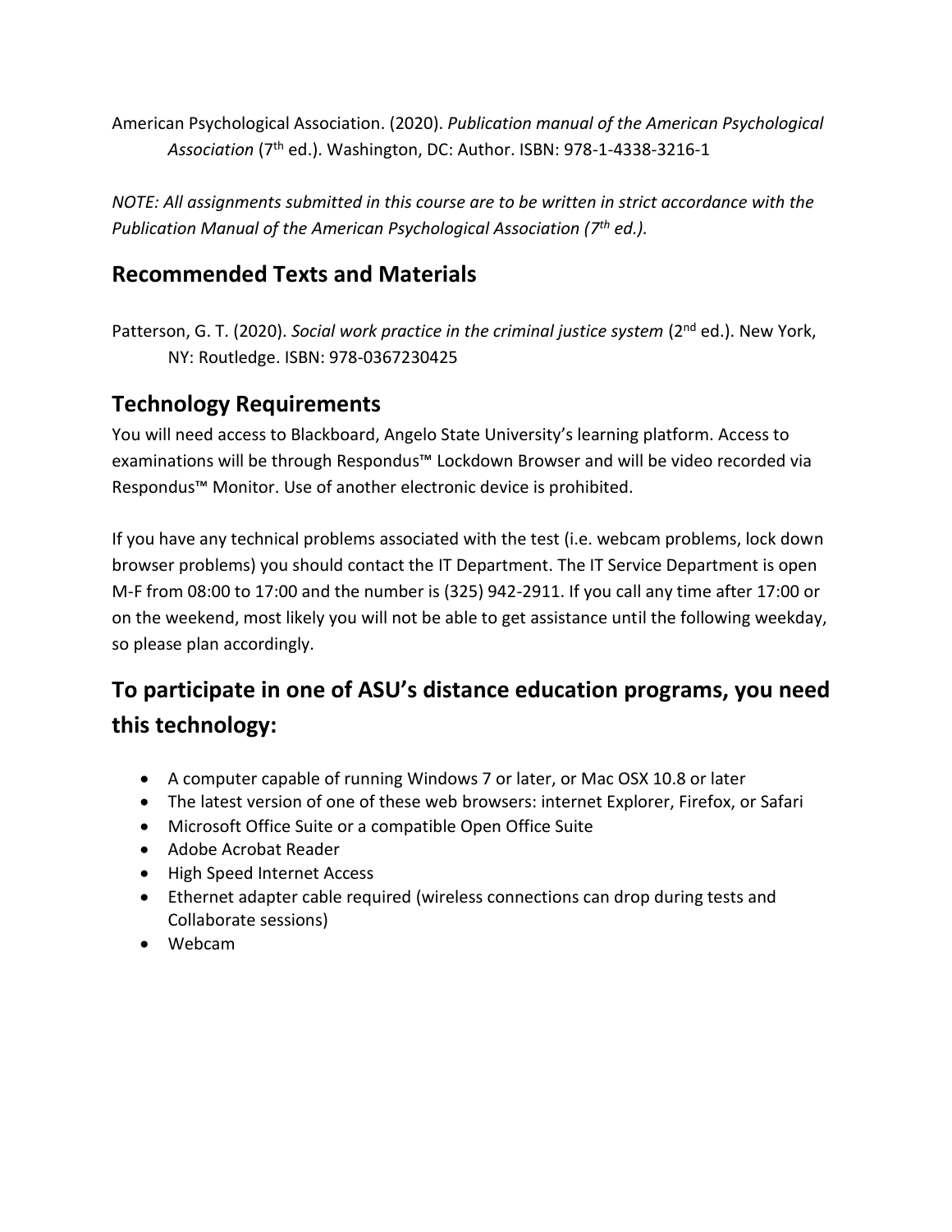American Psychological Association. (2020). *Publication manual of the American Psychological Association* (7th ed.). Washington, DC: Author. ISBN: 978-1-4338-3216-1

*NOTE: All assignments submitted in this course are to be written in strict accordance with the Publication Manual of the American Psychological Association (7th ed.).*

## Recommended Texts and Materials

Patterson, G. T. (2020). *Social work practice in the criminal justice system* (2nd ed.). New York, NY: Routledge. ISBN: 978-0367230425

## Technology Requirements

You will need access to Blackboard, Angelo State University's learning platform. Access to examinations will be through Respondus™ Lockdown Browser and will be video recorded via Respondus™ Monitor. Use of another electronic device is prohibited.

If you have any technical problems associated with the test (i.e. webcam problems, lock down browser problems) you should contact the IT Department. The IT Service Department is open M-F from 08:00 to 17:00 and the number is (325) 942-2911. If you call any time after 17:00 or on the weekend, most likely you will not be able to get assistance until the following weekday, so please plan accordingly.

## To participate in one of ASU's distance education programs, you need this technology:

- A computer capable of running Windows 7 or later, or Mac OSX 10.8 or later
- The latest version of one of these web browsers: internet Explorer, Firefox, or Safari
- Microsoft Office Suite or a compatible Open Office Suite
- Adobe Acrobat Reader
- High Speed Internet Access
- Ethernet adapter cable required (wireless connections can drop during tests and Collaborate sessions)
- Webcam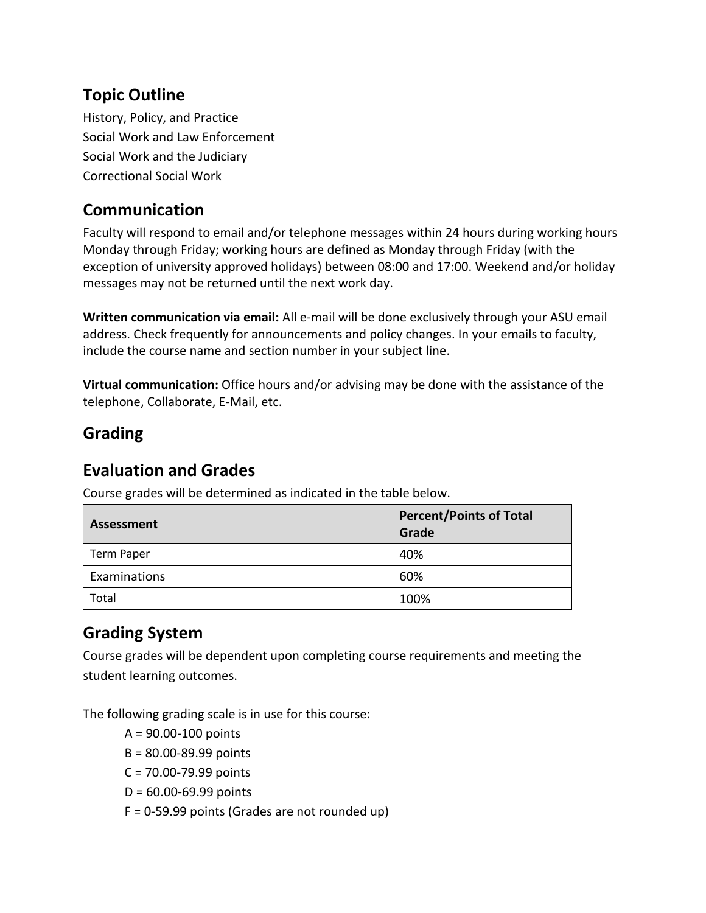## Topic Outline

History, Policy, and Practice
Social Work and Law Enforcement
Social Work and the Judiciary
Correctional Social Work

## Communication

Faculty will respond to email and/or telephone messages within 24 hours during working hours Monday through Friday; working hours are defined as Monday through Friday (with the exception of university approved holidays) between 08:00 and 17:00. Weekend and/or holiday messages may not be returned until the next work day.

**Written communication via email:** All e-mail will be done exclusively through your ASU email address. Check frequently for announcements and policy changes. In your emails to faculty, include the course name and section number in your subject line.

**Virtual communication:** Office hours and/or advising may be done with the assistance of the telephone, Collaborate, E-Mail, etc.

## Grading

## Evaluation and Grades

Course grades will be determined as indicated in the table below.

| Assessment | Percent/Points of Total Grade |
|---|---|
| Term Paper | 40% |
| Examinations | 60% |
| Total | 100% |

## Grading System

Course grades will be dependent upon completing course requirements and meeting the student learning outcomes.

The following grading scale is in use for this course:

A = 90.00-100 points
B = 80.00-89.99 points
C = 70.00-79.99 points
D = 60.00-69.99 points
F = 0-59.99 points (Grades are not rounded up)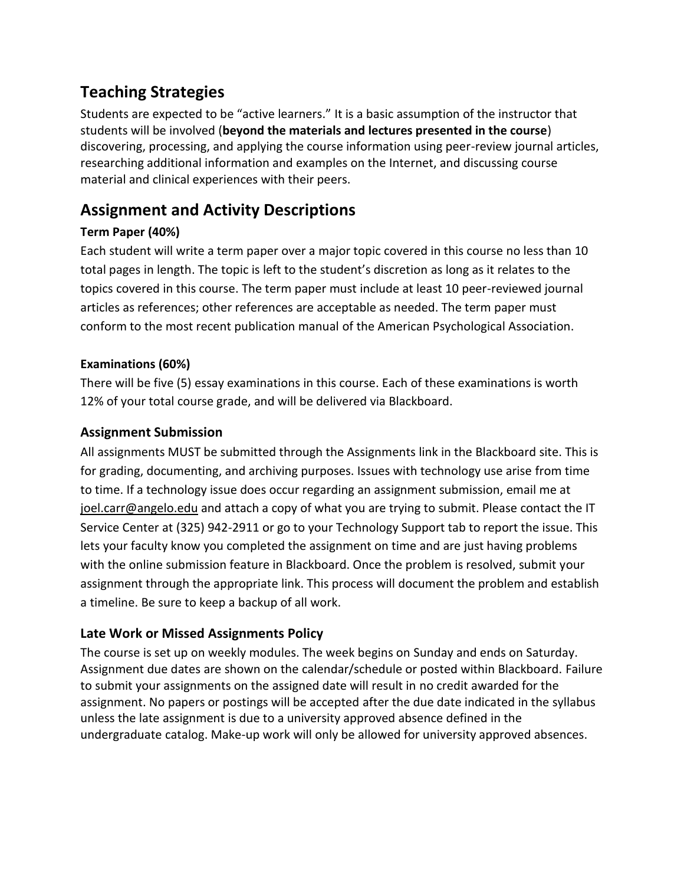## Teaching Strategies

Students are expected to be "active learners." It is a basic assumption of the instructor that students will be involved (**beyond the materials and lectures presented in the course**) discovering, processing, and applying the course information using peer-review journal articles, researching additional information and examples on the Internet, and discussing course material and clinical experiences with their peers.

## Assignment and Activity Descriptions

**Term Paper (40%)**

Each student will write a term paper over a major topic covered in this course no less than 10 total pages in length. The topic is left to the student's discretion as long as it relates to the topics covered in this course. The term paper must include at least 10 peer-reviewed journal articles as references; other references are acceptable as needed. The term paper must conform to the most recent publication manual of the American Psychological Association.

**Examinations (60%)**

There will be five (5) essay examinations in this course. Each of these examinations is worth 12% of your total course grade, and will be delivered via Blackboard.

### Assignment Submission

All assignments MUST be submitted through the Assignments link in the Blackboard site. This is for grading, documenting, and archiving purposes. Issues with technology use arise from time to time. If a technology issue does occur regarding an assignment submission, email me at joel.carr@angelo.edu and attach a copy of what you are trying to submit. Please contact the IT Service Center at (325) 942-2911 or go to your Technology Support tab to report the issue. This lets your faculty know you completed the assignment on time and are just having problems with the online submission feature in Blackboard. Once the problem is resolved, submit your assignment through the appropriate link. This process will document the problem and establish a timeline. Be sure to keep a backup of all work.

### Late Work or Missed Assignments Policy

The course is set up on weekly modules. The week begins on Sunday and ends on Saturday. Assignment due dates are shown on the calendar/schedule or posted within Blackboard. Failure to submit your assignments on the assigned date will result in no credit awarded for the assignment. No papers or postings will be accepted after the due date indicated in the syllabus unless the late assignment is due to a university approved absence defined in the undergraduate catalog. Make-up work will only be allowed for university approved absences.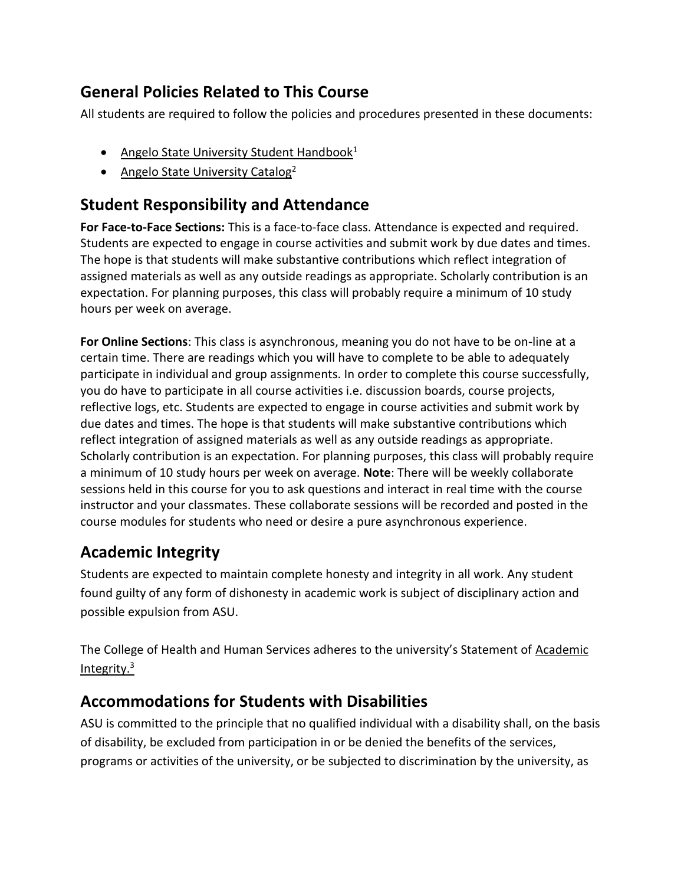## General Policies Related to This Course

All students are required to follow the policies and procedures presented in these documents:

- Angelo State University Student Handbook[1]
- Angelo State University Catalog[2]

## Student Responsibility and Attendance

**For Face-to-Face Sections:** This is a face-to-face class. Attendance is expected and required. Students are expected to engage in course activities and submit work by due dates and times. The hope is that students will make substantive contributions which reflect integration of assigned materials as well as any outside readings as appropriate. Scholarly contribution is an expectation. For planning purposes, this class will probably require a minimum of 10 study hours per week on average.

**For Online Sections**: This class is asynchronous, meaning you do not have to be on-line at a certain time. There are readings which you will have to complete to be able to adequately participate in individual and group assignments. In order to complete this course successfully, you do have to participate in all course activities i.e. discussion boards, course projects, reflective logs, etc. Students are expected to engage in course activities and submit work by due dates and times. The hope is that students will make substantive contributions which reflect integration of assigned materials as well as any outside readings as appropriate. Scholarly contribution is an expectation. For planning purposes, this class will probably require a minimum of 10 study hours per week on average. **Note**: There will be weekly collaborate sessions held in this course for you to ask questions and interact in real time with the course instructor and your classmates. These collaborate sessions will be recorded and posted in the course modules for students who need or desire a pure asynchronous experience.

## Academic Integrity

Students are expected to maintain complete honesty and integrity in all work. Any student found guilty of any form of dishonesty in academic work is subject of disciplinary action and possible expulsion from ASU.

The College of Health and Human Services adheres to the university's Statement of Academic Integrity.[3]

## Accommodations for Students with Disabilities

ASU is committed to the principle that no qualified individual with a disability shall, on the basis of disability, be excluded from participation in or be denied the benefits of the services, programs or activities of the university, or be subjected to discrimination by the university, as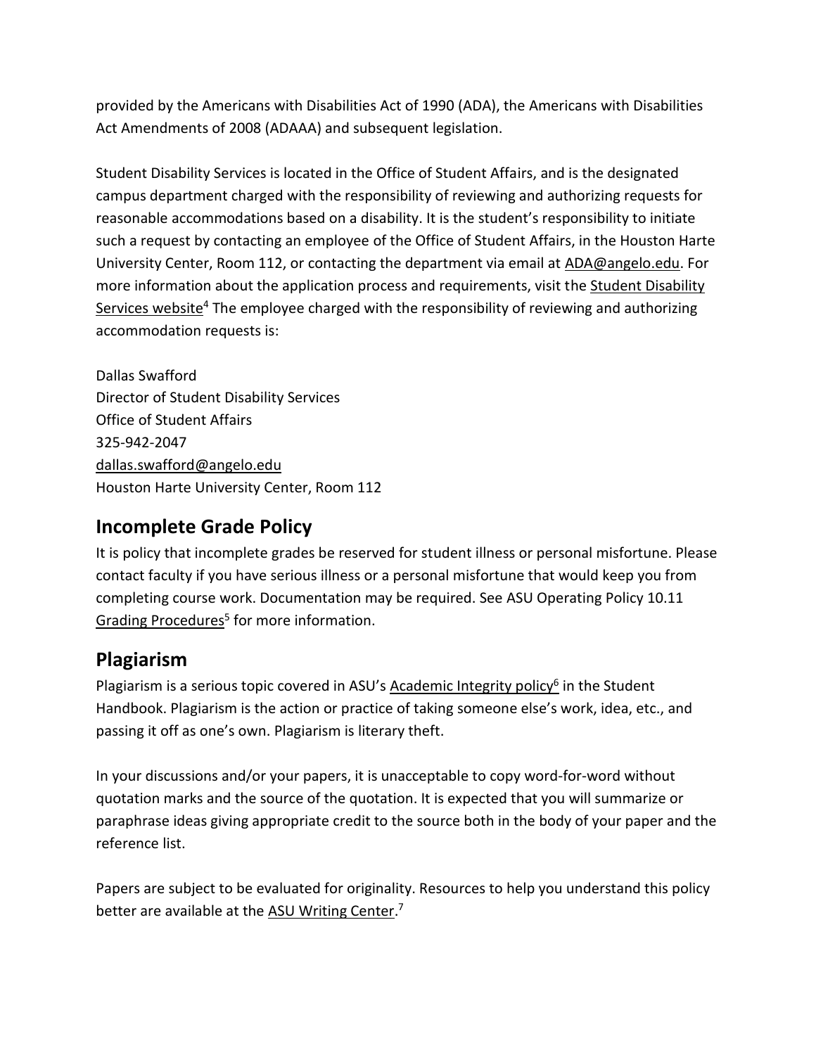provided by the Americans with Disabilities Act of 1990 (ADA), the Americans with Disabilities Act Amendments of 2008 (ADAAA) and subsequent legislation.

Student Disability Services is located in the Office of Student Affairs, and is the designated campus department charged with the responsibility of reviewing and authorizing requests for reasonable accommodations based on a disability. It is the student's responsibility to initiate such a request by contacting an employee of the Office of Student Affairs, in the Houston Harte University Center, Room 112, or contacting the department via email at ADA@angelo.edu. For more information about the application process and requirements, visit the Student Disability Services website[4] The employee charged with the responsibility of reviewing and authorizing accommodation requests is:

Dallas Swafford
Director of Student Disability Services
Office of Student Affairs
325-942-2047
dallas.swafford@angelo.edu
Houston Harte University Center, Room 112

## Incomplete Grade Policy

It is policy that incomplete grades be reserved for student illness or personal misfortune. Please contact faculty if you have serious illness or a personal misfortune that would keep you from completing course work. Documentation may be required. See ASU Operating Policy 10.11 Grading Procedures[5] for more information.

## Plagiarism

Plagiarism is a serious topic covered in ASU's Academic Integrity policy[6] in the Student Handbook. Plagiarism is the action or practice of taking someone else's work, idea, etc., and passing it off as one's own. Plagiarism is literary theft.

In your discussions and/or your papers, it is unacceptable to copy word-for-word without quotation marks and the source of the quotation. It is expected that you will summarize or paraphrase ideas giving appropriate credit to the source both in the body of your paper and the reference list.

Papers are subject to be evaluated for originality. Resources to help you understand this policy better are available at the ASU Writing Center.[7]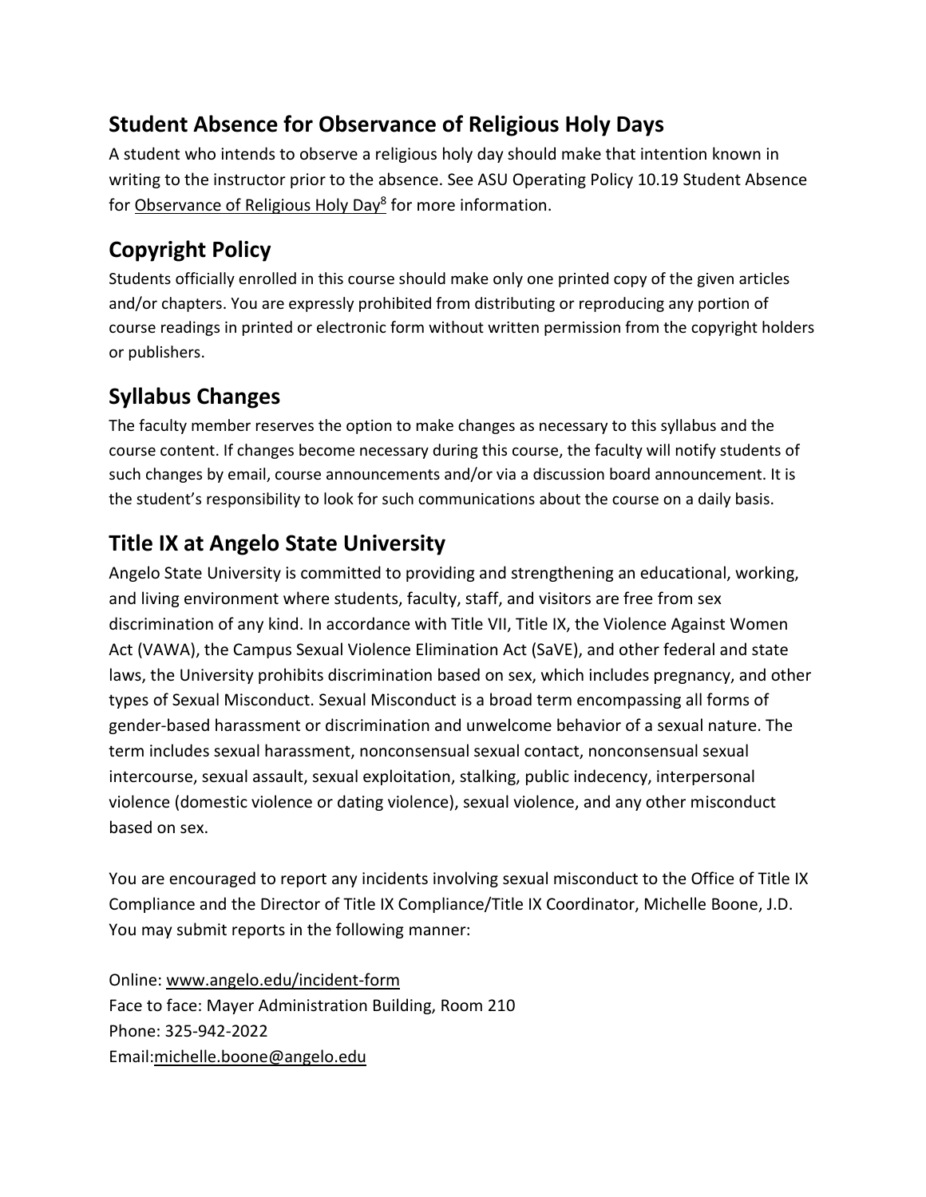## Student Absence for Observance of Religious Holy Days

A student who intends to observe a religious holy day should make that intention known in writing to the instructor prior to the absence. See ASU Operating Policy 10.19 Student Absence for Observance of Religious Holy Day[8] for more information.

## Copyright Policy

Students officially enrolled in this course should make only one printed copy of the given articles and/or chapters. You are expressly prohibited from distributing or reproducing any portion of course readings in printed or electronic form without written permission from the copyright holders or publishers.

## Syllabus Changes

The faculty member reserves the option to make changes as necessary to this syllabus and the course content. If changes become necessary during this course, the faculty will notify students of such changes by email, course announcements and/or via a discussion board announcement. It is the student's responsibility to look for such communications about the course on a daily basis.

## Title IX at Angelo State University

Angelo State University is committed to providing and strengthening an educational, working, and living environment where students, faculty, staff, and visitors are free from sex discrimination of any kind. In accordance with Title VII, Title IX, the Violence Against Women Act (VAWA), the Campus Sexual Violence Elimination Act (SaVE), and other federal and state laws, the University prohibits discrimination based on sex, which includes pregnancy, and other types of Sexual Misconduct. Sexual Misconduct is a broad term encompassing all forms of gender-based harassment or discrimination and unwelcome behavior of a sexual nature. The term includes sexual harassment, nonconsensual sexual contact, nonconsensual sexual intercourse, sexual assault, sexual exploitation, stalking, public indecency, interpersonal violence (domestic violence or dating violence), sexual violence, and any other misconduct based on sex.

You are encouraged to report any incidents involving sexual misconduct to the Office of Title IX Compliance and the Director of Title IX Compliance/Title IX Coordinator, Michelle Boone, J.D. You may submit reports in the following manner:

Online: www.angelo.edu/incident-form  
Face to face: Mayer Administration Building, Room 210  
Phone: 325-942-2022  
Email:michelle.boone@angelo.edu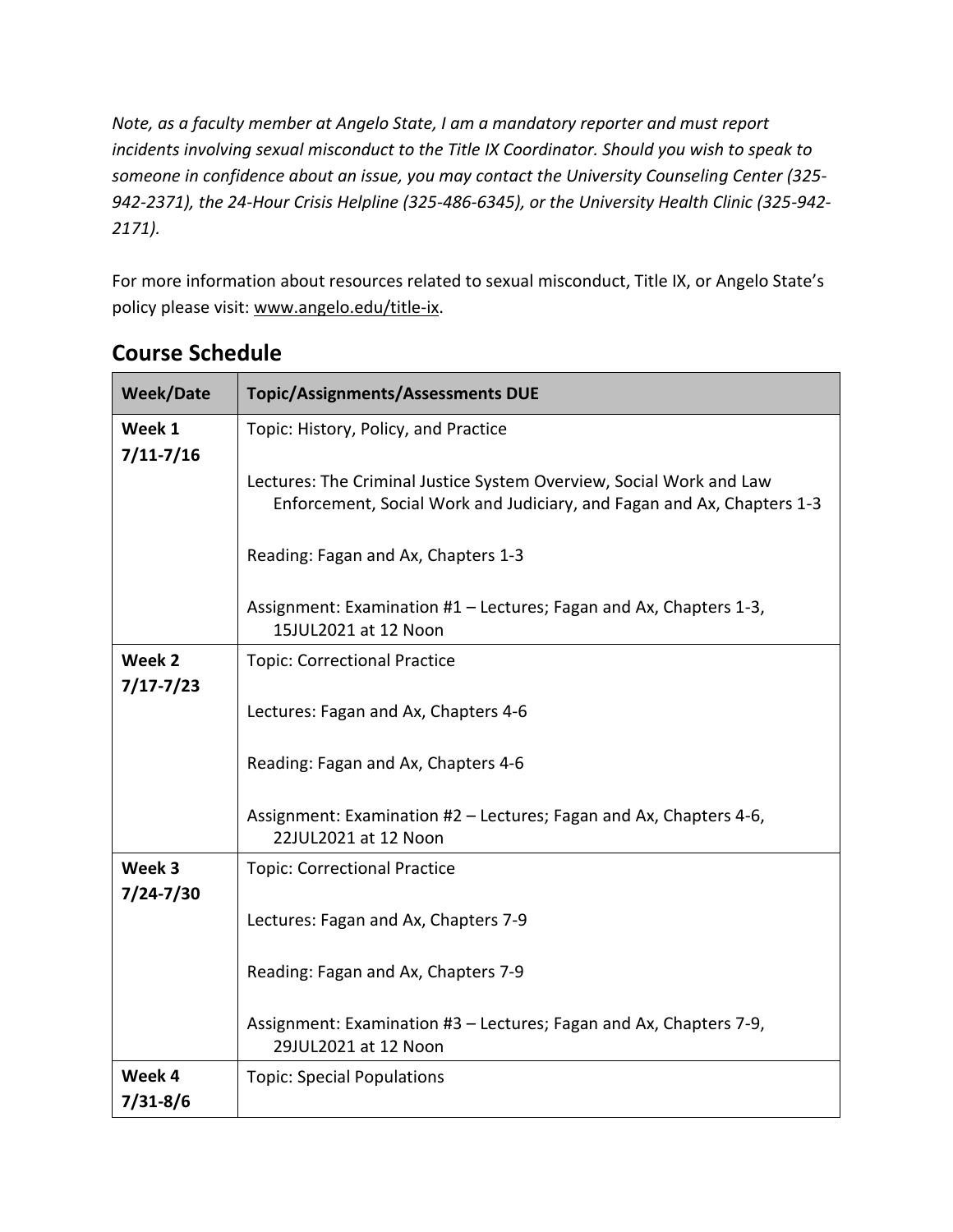*Note, as a faculty member at Angelo State, I am a mandatory reporter and must report incidents involving sexual misconduct to the Title IX Coordinator. Should you wish to speak to someone in confidence about an issue, you may contact the University Counseling Center (325-942-2371), the 24-Hour Crisis Helpline (325-486-6345), or the University Health Clinic (325-942-2171).*

For more information about resources related to sexual misconduct, Title IX, or Angelo State's policy please visit: www.angelo.edu/title-ix.

## Course Schedule

| Week/Date | Topic/Assignments/Assessments DUE |
|---|---|
| **Week 1**<br>**7/11-7/16** | Topic: History, Policy, and Practice<br><br>Lectures: The Criminal Justice System Overview, Social Work and Law Enforcement, Social Work and Judiciary, and Fagan and Ax, Chapters 1-3<br><br>Reading: Fagan and Ax, Chapters 1-3<br><br>Assignment: Examination #1 – Lectures; Fagan and Ax, Chapters 1-3, 15JUL2021 at 12 Noon |
| **Week 2**<br>**7/17-7/23** | Topic: Correctional Practice<br><br>Lectures: Fagan and Ax, Chapters 4-6<br><br>Reading: Fagan and Ax, Chapters 4-6<br><br>Assignment: Examination #2 – Lectures; Fagan and Ax, Chapters 4-6, 22JUL2021 at 12 Noon |
| **Week 3**<br>**7/24-7/30** | Topic: Correctional Practice<br><br>Lectures: Fagan and Ax, Chapters 7-9<br><br>Reading: Fagan and Ax, Chapters 7-9<br><br>Assignment: Examination #3 – Lectures; Fagan and Ax, Chapters 7-9, 29JUL2021 at 12 Noon |
| **Week 4**<br>**7/31-8/6** | Topic: Special Populations |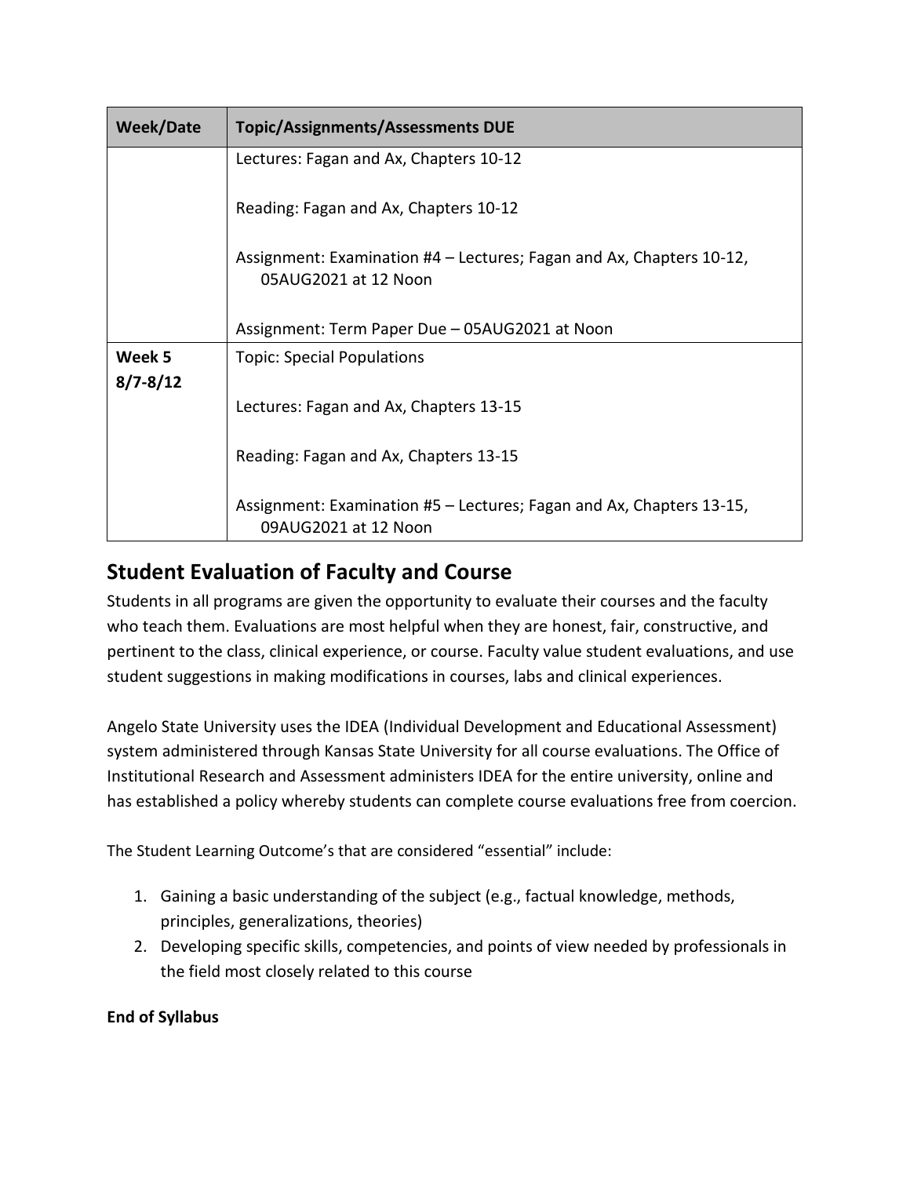| Week/Date | Topic/Assignments/Assessments DUE |
|---|---|
| | Lectures: Fagan and Ax, Chapters 10-12<br><br>Reading: Fagan and Ax, Chapters 10-12<br><br>Assignment: Examination #4 – Lectures; Fagan and Ax, Chapters 10-12, 05AUG2021 at 12 Noon<br><br>Assignment: Term Paper Due – 05AUG2021 at Noon |
| **Week 5**<br>**8/7-8/12** | Topic: Special Populations<br><br>Lectures: Fagan and Ax, Chapters 13-15<br><br>Reading: Fagan and Ax, Chapters 13-15<br><br>Assignment: Examination #5 – Lectures; Fagan and Ax, Chapters 13-15, 09AUG2021 at 12 Noon |

## Student Evaluation of Faculty and Course

Students in all programs are given the opportunity to evaluate their courses and the faculty who teach them. Evaluations are most helpful when they are honest, fair, constructive, and pertinent to the class, clinical experience, or course. Faculty value student evaluations, and use student suggestions in making modifications in courses, labs and clinical experiences.

Angelo State University uses the IDEA (Individual Development and Educational Assessment) system administered through Kansas State University for all course evaluations. The Office of Institutional Research and Assessment administers IDEA for the entire university, online and has established a policy whereby students can complete course evaluations free from coercion.

The Student Learning Outcome's that are considered "essential" include:

1. Gaining a basic understanding of the subject (e.g., factual knowledge, methods, principles, generalizations, theories)
2. Developing specific skills, competencies, and points of view needed by professionals in the field most closely related to this course

**End of Syllabus**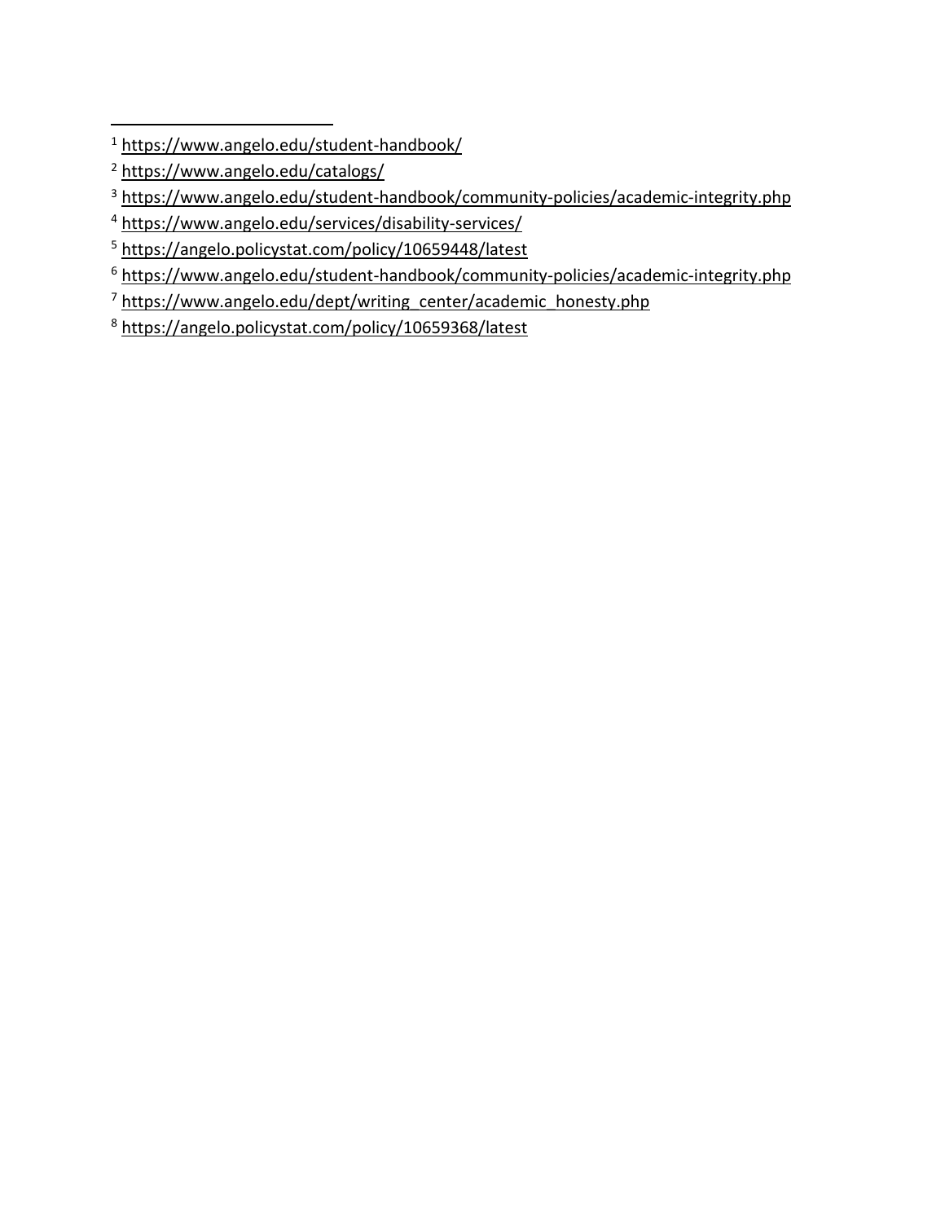[1] https://www.angelo.edu/student-handbook/

[2] https://www.angelo.edu/catalogs/

[3] https://www.angelo.edu/student-handbook/community-policies/academic-integrity.php

[4] https://www.angelo.edu/services/disability-services/

[5] https://angelo.policystat.com/policy/10659448/latest

[6] https://www.angelo.edu/student-handbook/community-policies/academic-integrity.php

[7] https://www.angelo.edu/dept/writing_center/academic_honesty.php

[8] https://angelo.policystat.com/policy/10659368/latest